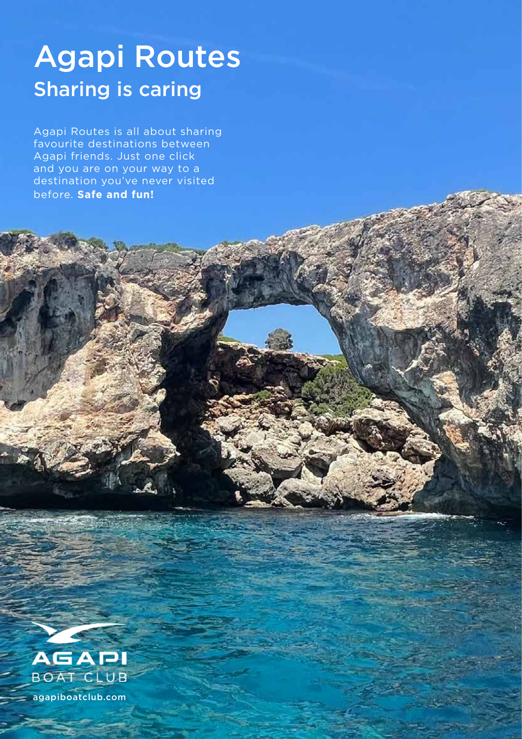# Agapi Routes

## Sharing is caring

Agapi Routes is all about sharing favourite destinations between Agapi friends. Just one click and you are on your way to a destination you've never visited before. **Safe and fun!**

AGAPI
BOAT CLUB

agapiboatclub.com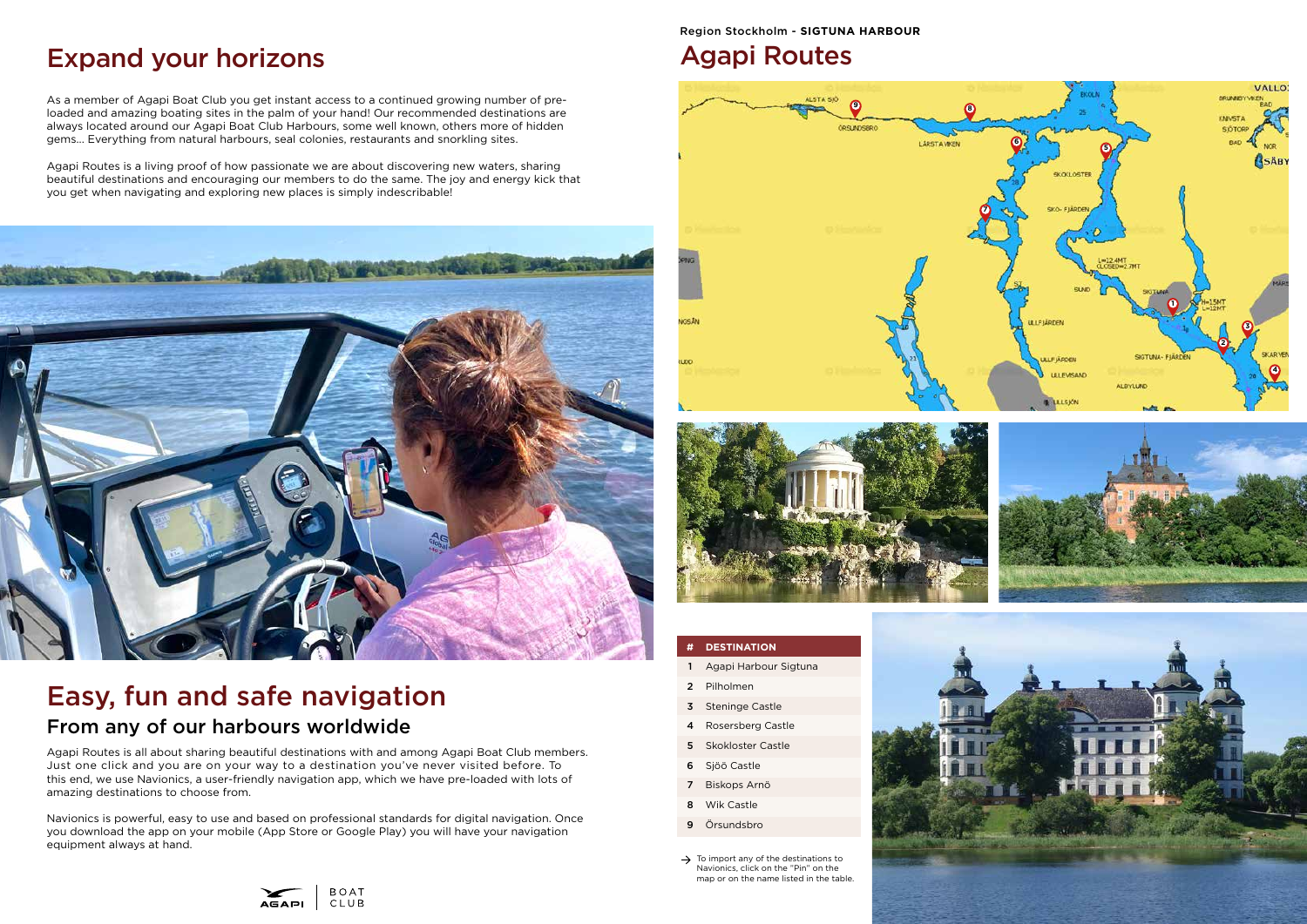# Expand your horizons

As a member of Agapi Boat Club you get instant access to a continued growing number of pre-loaded and amazing boating sites in the palm of your hand! Our recommended destinations are always located around our Agapi Boat Club Harbours, some well known, others more of hidden gems... Everything from natural harbours, seal colonies, restaurants and snorkling sites.

Agapi Routes is a living proof of how passionate we are about discovering new waters, sharing beautiful destinations and encouraging our members to do the same. The joy and energy kick that you get when navigating and exploring new places is simply indescribable!

# Easy, fun and safe navigation

## From any of our harbours worldwide

Agapi Routes is all about sharing beautiful destinations with and among Agapi Boat Club members. Just one click and you are on your way to a destination you've never visited before. To this end, we use Navionics, a user-friendly navigation app, which we have pre-loaded with lots of amazing destinations to choose from.

Navionics is powerful, easy to use and based on professional standards for digital navigation. Once you download the app on your mobile (App Store or Google Play) you will have your navigation equipment always at hand.

Region Stockholm - **SIGTUNA HARBOUR**

# Agapi Routes

| # | DESTINATION |
|---|---|
| 1 | Agapi Harbour Sigtuna |
| 2 | Pilholmen |
| 3 | Steninge Castle |
| 4 | Rosersberg Castle |
| 5 | Skokloster Castle |
| 6 | Sjöö Castle |
| 7 | Biskops Arnö |
| 8 | Wik Castle |
| 9 | Örsundsbro |

→ To import any of the destinations to Navionics, click on the "Pin" on the map or on the name listed in the table.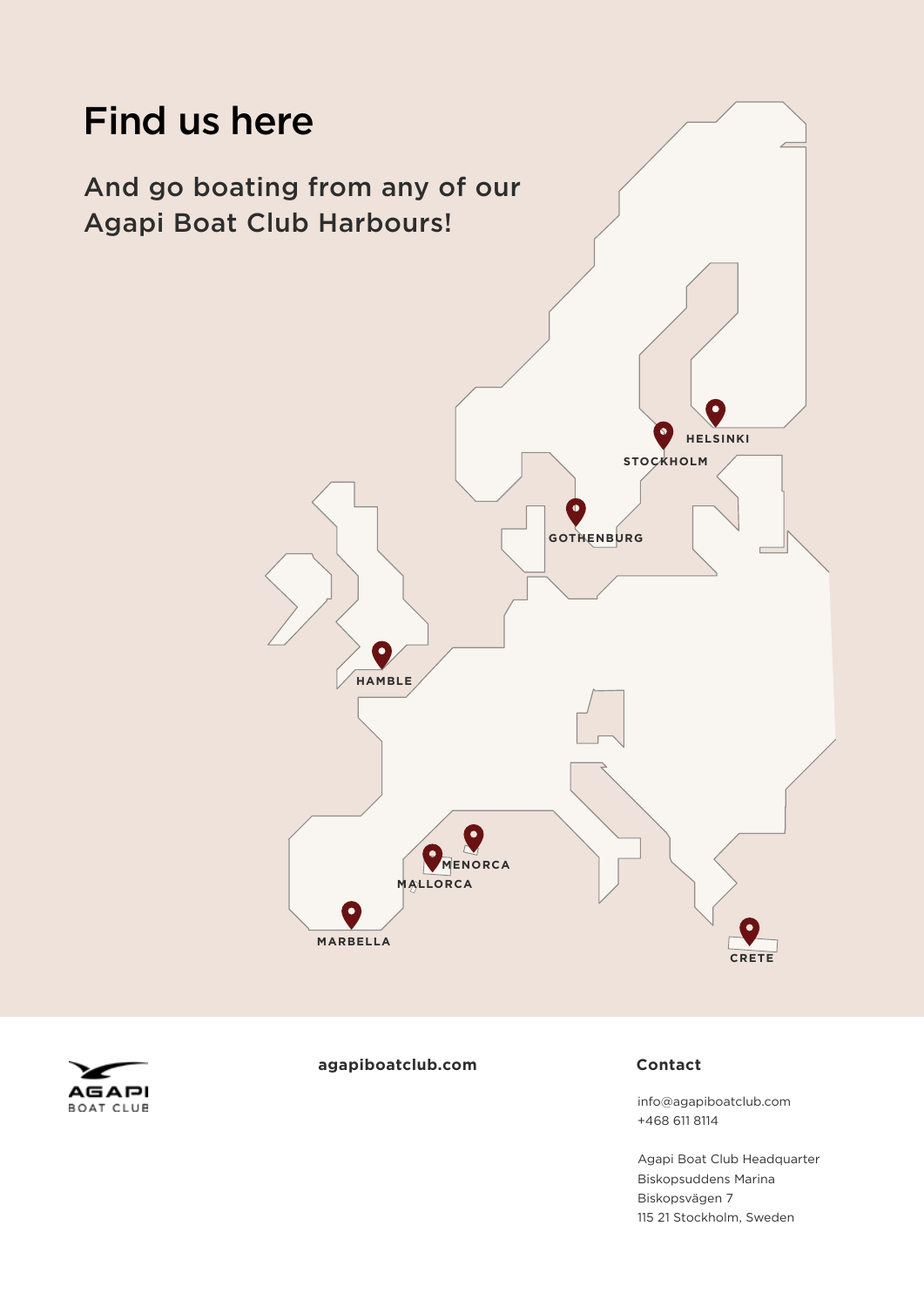# Find us here

## And go boating from any of our Agapi Boat Club Harbours!

HELSINKI
STOCKHOLM
GOTHENBURG
HAMBLE
MENORCA
MALLORCA
MARBELLA
CRETE

AGAPI
BOAT CLUB

**agapiboatclub.com**

**Contact**

info@agapiboatclub.com
+468 611 8114

Agapi Boat Club Headquarter
Biskopsuddens Marina
Biskopsvägen 7
115 21 Stockholm, Sweden